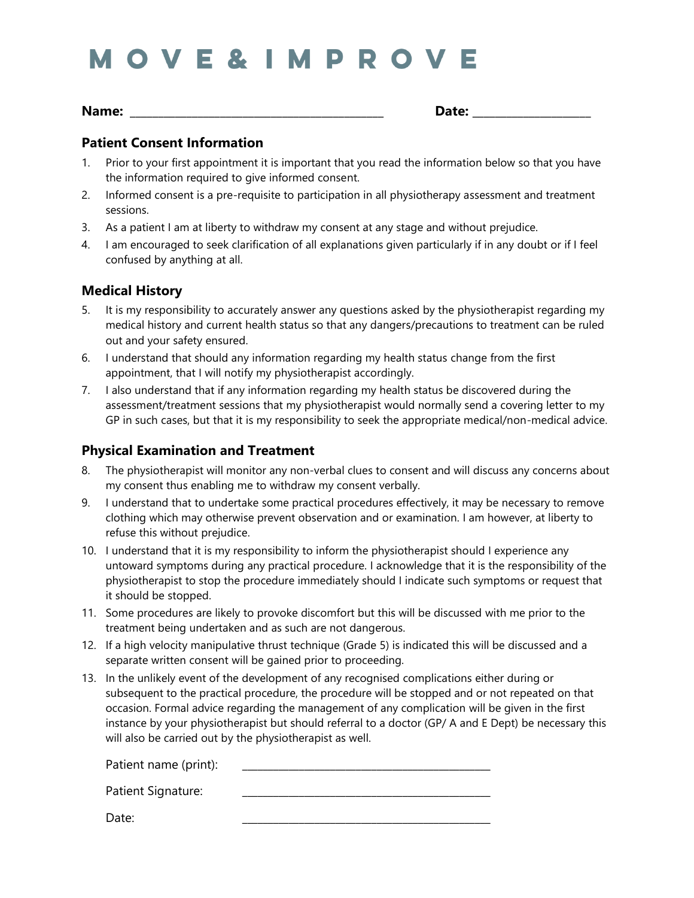# MOVE & IMPROVE

**Name:** ______________________________ **Date:** ______________

## Patient Consent Information

1. Prior to your first appointment it is important that you read the information below so that you have the information required to give informed consent.
2. Informed consent is a pre-requisite to participation in all physiotherapy assessment and treatment sessions.
3. As a patient I am at liberty to withdraw my consent at any stage and without prejudice.
4. I am encouraged to seek clarification of all explanations given particularly if in any doubt or if I feel confused by anything at all.

## Medical History

5. It is my responsibility to accurately answer any questions asked by the physiotherapist regarding my medical history and current health status so that any dangers/precautions to treatment can be ruled out and your safety ensured.
6. I understand that should any information regarding my health status change from the first appointment, that I will notify my physiotherapist accordingly.
7. I also understand that if any information regarding my health status be discovered during the assessment/treatment sessions that my physiotherapist would normally send a covering letter to my GP in such cases, but that it is my responsibility to seek the appropriate medical/non-medical advice.

## Physical Examination and Treatment

8. The physiotherapist will monitor any non-verbal clues to consent and will discuss any concerns about my consent thus enabling me to withdraw my consent verbally.
9. I understand that to undertake some practical procedures effectively, it may be necessary to remove clothing which may otherwise prevent observation and or examination. I am however, at liberty to refuse this without prejudice.
10. I understand that it is my responsibility to inform the physiotherapist should I experience any untoward symptoms during any practical procedure. I acknowledge that it is the responsibility of the physiotherapist to stop the procedure immediately should I indicate such symptoms or request that it should be stopped.
11. Some procedures are likely to provoke discomfort but this will be discussed with me prior to the treatment being undertaken and as such are not dangerous.
12. If a high velocity manipulative thrust technique (Grade 5) is indicated this will be discussed and a separate written consent will be gained prior to proceeding.
13. In the unlikely event of the development of any recognised complications either during or subsequent to the practical procedure, the procedure will be stopped and or not repeated on that occasion. Formal advice regarding the management of any complication will be given in the first instance by your physiotherapist but should referral to a doctor (GP/ A and E Dept) be necessary this will also be carried out by the physiotherapist as well.

Patient name (print): ______________________________

Patient Signature: ______________________________

Date: ______________________________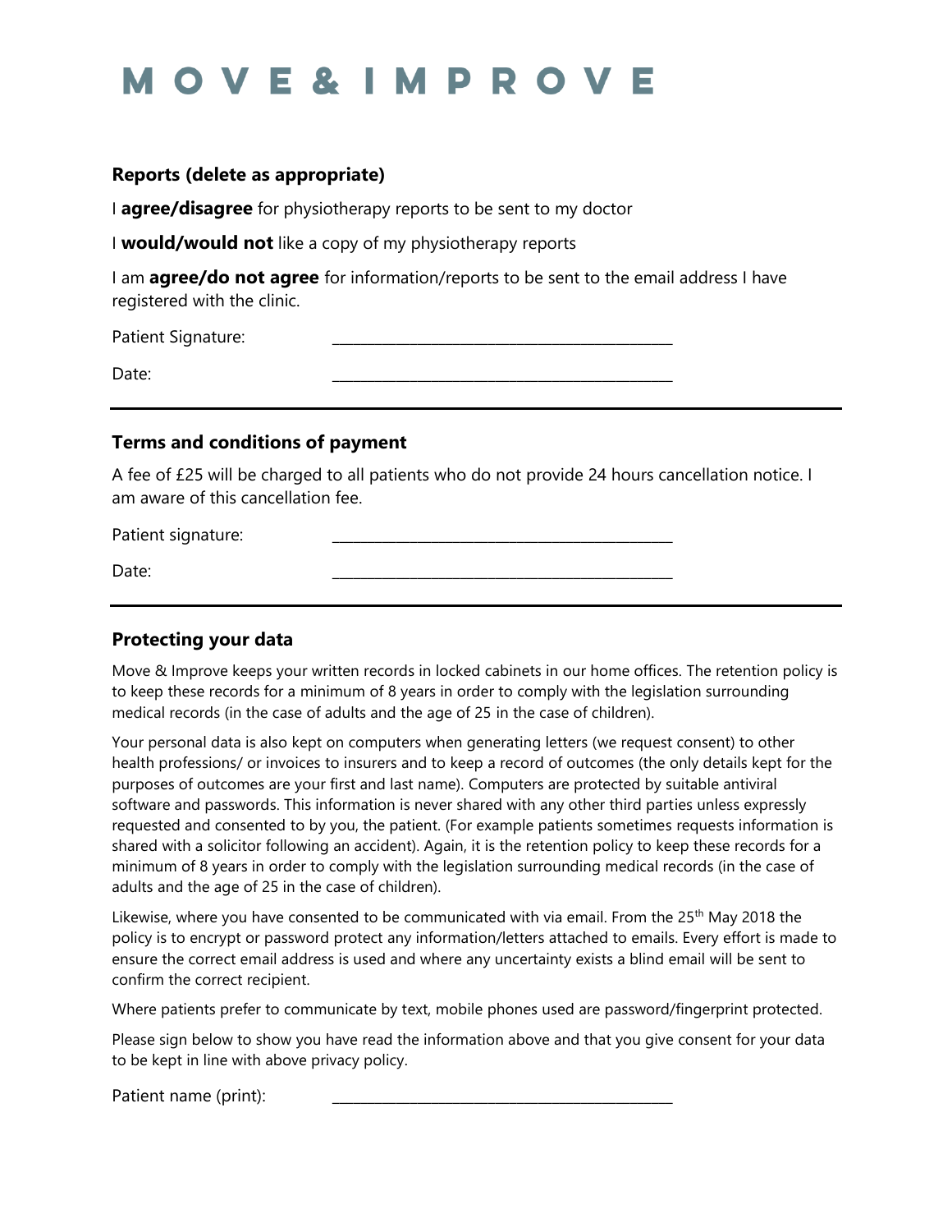# MOVE & IMPROVE

## Reports (delete as appropriate)

I **agree/disagree** for physiotherapy reports to be sent to my doctor

I **would/would not** like a copy of my physiotherapy reports

I am **agree/do not agree** for information/reports to be sent to the email address I have registered with the clinic.

Patient Signature: ______________________________

Date: ______________________________

---

## Terms and conditions of payment

A fee of £25 will be charged to all patients who do not provide 24 hours cancellation notice. I am aware of this cancellation fee.

Patient signature: ______________________________

Date: ______________________________

---

## Protecting your data

Move & Improve keeps your written records in locked cabinets in our home offices. The retention policy is to keep these records for a minimum of 8 years in order to comply with the legislation surrounding medical records (in the case of adults and the age of 25 in the case of children).

Your personal data is also kept on computers when generating letters (we request consent) to other health professions/ or invoices to insurers and to keep a record of outcomes (the only details kept for the purposes of outcomes are your first and last name). Computers are protected by suitable antiviral software and passwords. This information is never shared with any other third parties unless expressly requested and consented to by you, the patient. (For example patients sometimes requests information is shared with a solicitor following an accident). Again, it is the retention policy to keep these records for a minimum of 8 years in order to comply with the legislation surrounding medical records (in the case of adults and the age of 25 in the case of children).

Likewise, where you have consented to be communicated with via email. From the 25th May 2018 the policy is to encrypt or password protect any information/letters attached to emails. Every effort is made to ensure the correct email address is used and where any uncertainty exists a blind email will be sent to confirm the correct recipient.

Where patients prefer to communicate by text, mobile phones used are password/fingerprint protected.

Please sign below to show you have read the information above and that you give consent for your data to be kept in line with above privacy policy.

Patient name (print): ______________________________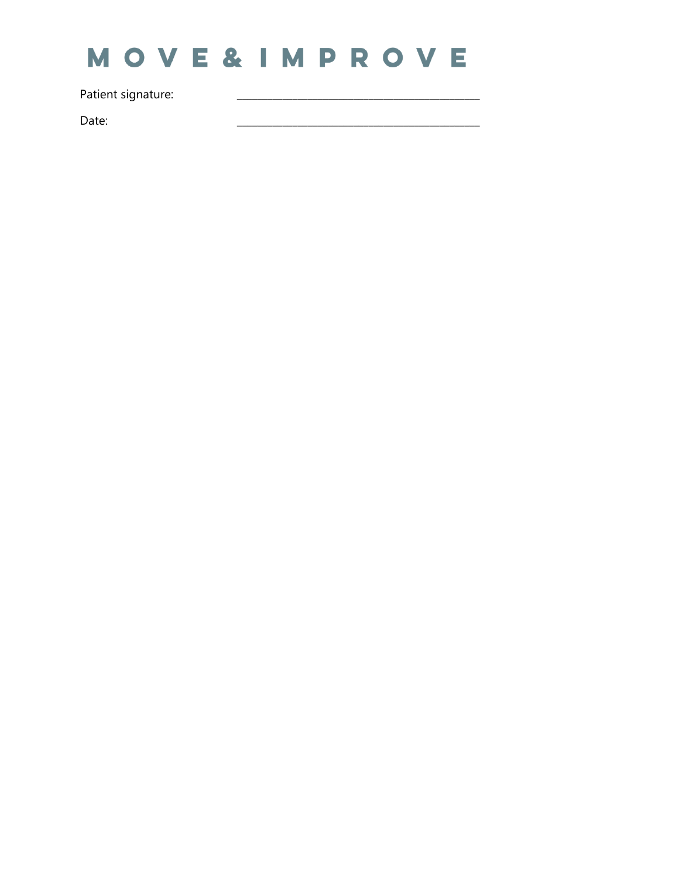# M O V E & I M P R O V E

Patient signature: ____________________________________________

Date: ____________________________________________